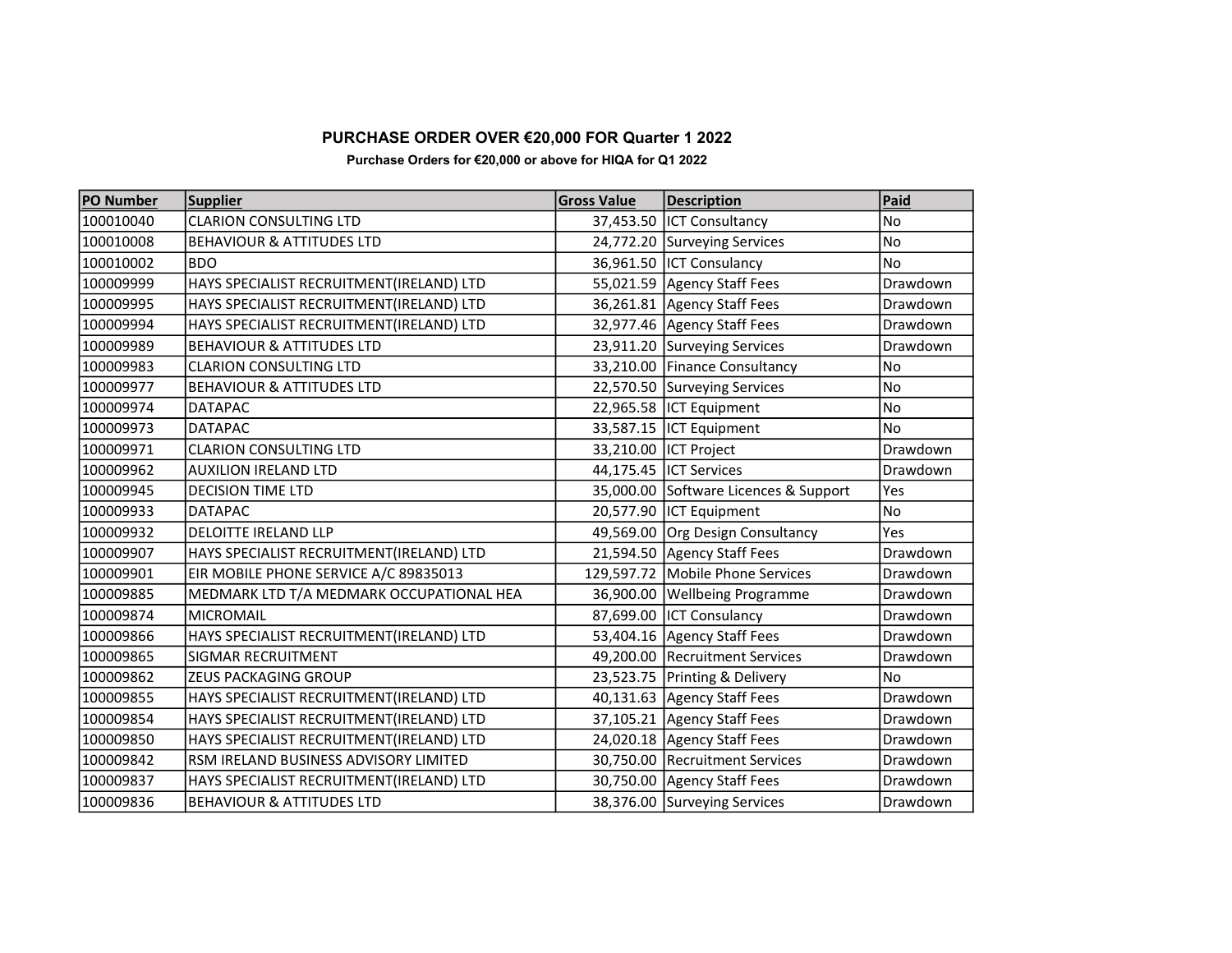## PURCHASE ORDER OVER €20,000 FOR Quarter 1 2022

**Purchase Orders for €20,000 or above for HIQA for Q1 2022**

| PO Number | Supplier | Gross Value | Description | Paid |
|---|---|---|---|---|
| 100010040 | CLARION CONSULTING LTD | 37,453.50 | ICT Consultancy | No |
| 100010008 | BEHAVIOUR & ATTITUDES LTD | 24,772.20 | Surveying Services | No |
| 100010002 | BDO | 36,961.50 | ICT Consulancy | No |
| 100009999 | HAYS SPECIALIST RECRUITMENT(IRELAND) LTD | 55,021.59 | Agency Staff Fees | Drawdown |
| 100009995 | HAYS SPECIALIST RECRUITMENT(IRELAND) LTD | 36,261.81 | Agency Staff Fees | Drawdown |
| 100009994 | HAYS SPECIALIST RECRUITMENT(IRELAND) LTD | 32,977.46 | Agency Staff Fees | Drawdown |
| 100009989 | BEHAVIOUR & ATTITUDES LTD | 23,911.20 | Surveying Services | Drawdown |
| 100009983 | CLARION CONSULTING LTD | 33,210.00 | Finance Consultancy | No |
| 100009977 | BEHAVIOUR & ATTITUDES LTD | 22,570.50 | Surveying Services | No |
| 100009974 | DATAPAC | 22,965.58 | ICT Equipment | No |
| 100009973 | DATAPAC | 33,587.15 | ICT Equipment | No |
| 100009971 | CLARION CONSULTING LTD | 33,210.00 | ICT Project | Drawdown |
| 100009962 | AUXILION IRELAND LTD | 44,175.45 | ICT Services | Drawdown |
| 100009945 | DECISION TIME LTD | 35,000.00 | Software Licences & Support | Yes |
| 100009933 | DATAPAC | 20,577.90 | ICT Equipment | No |
| 100009932 | DELOITTE IRELAND LLP | 49,569.00 | Org Design Consultancy | Yes |
| 100009907 | HAYS SPECIALIST RECRUITMENT(IRELAND) LTD | 21,594.50 | Agency Staff Fees | Drawdown |
| 100009901 | EIR MOBILE PHONE SERVICE A/C 89835013 | 129,597.72 | Mobile Phone Services | Drawdown |
| 100009885 | MEDMARK LTD T/A MEDMARK OCCUPATIONAL HEA | 36,900.00 | Wellbeing Programme | Drawdown |
| 100009874 | MICROMAIL | 87,699.00 | ICT Consulancy | Drawdown |
| 100009866 | HAYS SPECIALIST RECRUITMENT(IRELAND) LTD | 53,404.16 | Agency Staff Fees | Drawdown |
| 100009865 | SIGMAR RECRUITMENT | 49,200.00 | Recruitment Services | Drawdown |
| 100009862 | ZEUS PACKAGING GROUP | 23,523.75 | Printing & Delivery | No |
| 100009855 | HAYS SPECIALIST RECRUITMENT(IRELAND) LTD | 40,131.63 | Agency Staff Fees | Drawdown |
| 100009854 | HAYS SPECIALIST RECRUITMENT(IRELAND) LTD | 37,105.21 | Agency Staff Fees | Drawdown |
| 100009850 | HAYS SPECIALIST RECRUITMENT(IRELAND) LTD | 24,020.18 | Agency Staff Fees | Drawdown |
| 100009842 | RSM IRELAND BUSINESS ADVISORY LIMITED | 30,750.00 | Recruitment Services | Drawdown |
| 100009837 | HAYS SPECIALIST RECRUITMENT(IRELAND) LTD | 30,750.00 | Agency Staff Fees | Drawdown |
| 100009836 | BEHAVIOUR & ATTITUDES LTD | 38,376.00 | Surveying Services | Drawdown |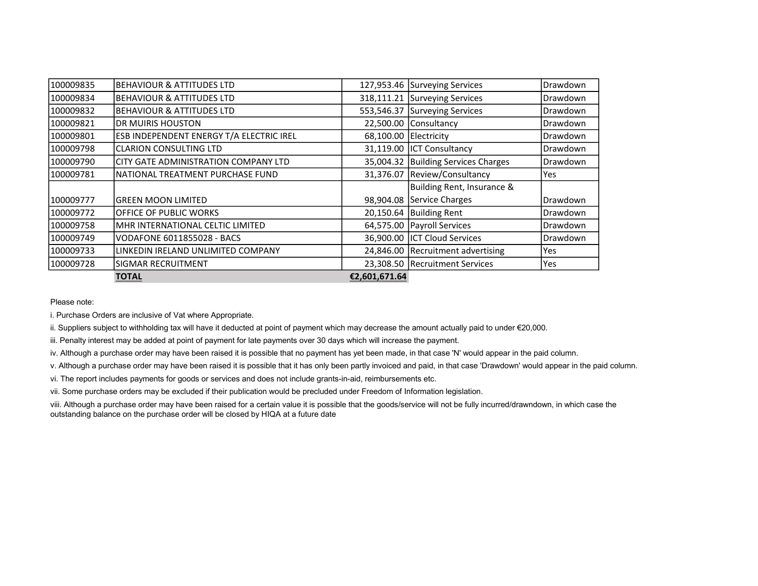| | | | | |
|---|---|---|---|---|
| 100009835 | BEHAVIOUR & ATTITUDES LTD | 127,953.46 | Surveying Services | Drawdown |
| 100009834 | BEHAVIOUR & ATTITUDES LTD | 318,111.21 | Surveying Services | Drawdown |
| 100009832 | BEHAVIOUR & ATTITUDES LTD | 553,546.37 | Surveying Services | Drawdown |
| 100009821 | DR MUIRIS HOUSTON | 22,500.00 | Consultancy | Drawdown |
| 100009801 | ESB INDEPENDENT ENERGY T/A ELECTRIC IREL | 68,100.00 | Electricity | Drawdown |
| 100009798 | CLARION CONSULTING LTD | 31,119.00 | ICT Consultancy | Drawdown |
| 100009790 | CITY GATE ADMINISTRATION COMPANY LTD | 35,004.32 | Building Services Charges | Drawdown |
| 100009781 | NATIONAL TREATMENT PURCHASE FUND | 31,376.07 | Review/Consultancy | Yes |
| 100009777 | GREEN MOON LIMITED | 98,904.08 | Building Rent, Insurance & Service Charges | Drawdown |
| 100009772 | OFFICE OF PUBLIC WORKS | 20,150.64 | Building Rent | Drawdown |
| 100009758 | MHR INTERNATIONAL CELTIC LIMITED | 64,575.00 | Payroll Services | Drawdown |
| 100009749 | VODAFONE 6011855028 - BACS | 36,900.00 | ICT Cloud Services | Drawdown |
| 100009733 | LINKEDIN IRELAND UNLIMITED COMPANY | 24,846.00 | Recruitment advertising | Yes |
| 100009728 | SIGMAR RECRUITMENT | 23,308.50 | Recruitment Services | Yes |
| | **TOTAL** | **€2,601,671.64** | | |

Please note:

i. Purchase Orders are inclusive of Vat where Appropriate.

ii. Suppliers subject to withholding tax will have it deducted at point of payment which may decrease the amount actually paid to under €20,000.

iii. Penalty interest may be added at point of payment for late payments over 30 days which will increase the payment.

iv. Although a purchase order may have been raised it is possible that no payment has yet been made, in that case 'N' would appear in the paid column.

v. Although a purchase order may have been raised it is possible that it has only been partly invoiced and paid, in that case 'Drawdown' would appear in the paid column.

vi. The report includes payments for goods or services and does not include grants-in-aid, reimbursements etc.

vii. Some purchase orders may be excluded if their publication would be precluded under Freedom of Information legislation.

viii. Although a purchase order may have been raised for a certain value it is possible that the goods/service will not be fully incurred/drawndown, in which case the outstanding balance on the purchase order will be closed by HIQA at a future date